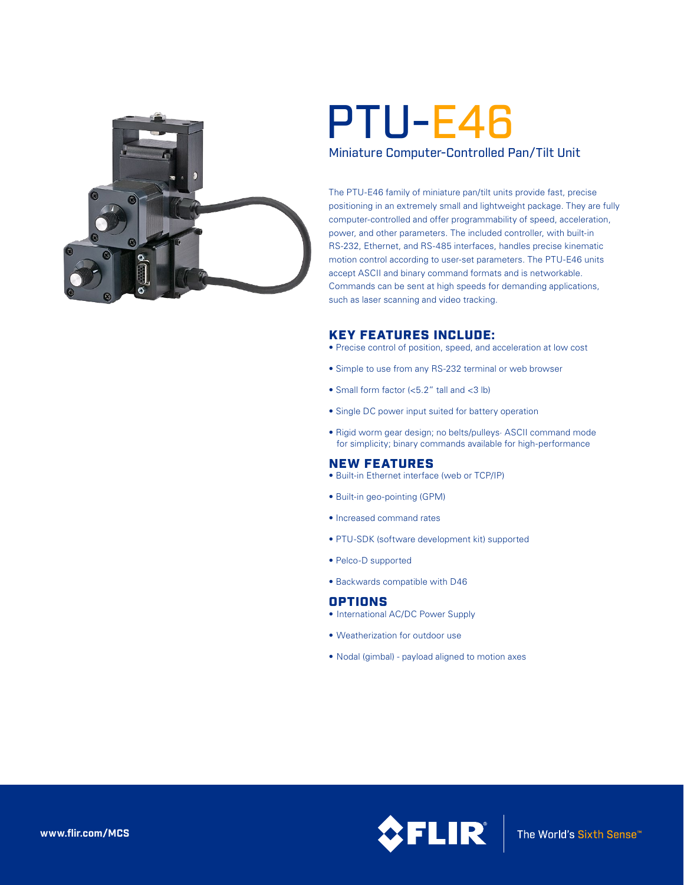# PTU-E46

## Miniature Computer-Controlled Pan/Tilt Unit

The PTU-E46 family of miniature pan/tilt units provide fast, precise positioning in an extremely small and lightweight package. They are fully computer-controlled and offer programmability of speed, acceleration, power, and other parameters. The included controller, with built-in RS-232, Ethernet, and RS-485 interfaces, handles precise kinematic motion control according to user-set parameters. The PTU-E46 units accept ASCII and binary command formats and is networkable. Commands can be sent at high speeds for demanding applications, such as laser scanning and video tracking.

### KEY FEATURES INCLUDE:

- Precise control of position, speed, and acceleration at low cost
- Simple to use from any RS-232 terminal or web browser
- Small form factor (<5.2" tall and <3 lb)
- Single DC power input suited for battery operation
- Rigid worm gear design; no belts/pulleys· ASCII command mode for simplicity; binary commands available for high-performance

### NEW FEATURES

- Built-in Ethernet interface (web or TCP/IP)
- Built-in geo-pointing (GPM)
- Increased command rates
- PTU-SDK (software development kit) supported
- Pelco-D supported
- Backwards compatible with D46

### OPTIONS

- International AC/DC Power Supply
- Weatherization for outdoor use
- Nodal (gimbal) - payload aligned to motion axes

www.flir.com/MCS

FLIR The World's Sixth Sense™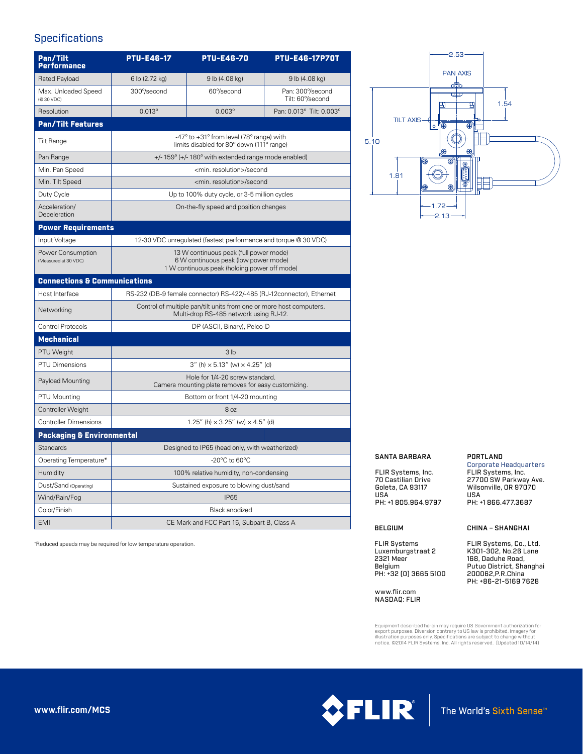## Specifications

| Pan/Tilt Performance | PTU-E46-17 | PTU-E46-70 | PTU-E46-17P70T |
|---|---|---|---|
| Rated Payload | 6 lb (2.72 kg) | 9 lb (4.08 kg) | 9 lb (4.08 kg) |
| Max. Unloaded Speed (@ 30 VDC) | 300°/second | 60°/second | Pan: 300°/second Tilt: 60°/second |
| Resolution | 0.013° | 0.003° | Pan: 0.013° Tilt: 0.003° |
| **Pan/Tilt Features** | | | |
| Tilt Range | -47° to +31° from level (78° range) with limits disabled for 80° down (111° range) | | |
| Pan Range | +/- 159° (+/- 180° with extended range mode enabled) | | |
| Min. Pan Speed | <min. resolution>/second | | |
| Min. Tilt Speed | <min. resolution>/second | | |
| Duty Cycle | Up to 100% duty cycle, or 3-5 million cycles | | |
| Acceleration/ Deceleration | On-the-fly speed and position changes | | |
| **Power Requirements** | | | |
| Input Voltage | 12-30 VDC unregulated (fastest performance and torque @ 30 VDC) | | |
| Power Consumption (Measured at 30 VDC) | 13 W continuous peak (full power mode) 6 W continuous peak (low power mode) 1 W continuous peak (holding power off mode) | | |
| **Connections & Communications** | | | |
| Host Interface | RS-232 (DB-9 female connector) RS-422/-485 (RJ-12connector), Ethernet | | |
| Networking | Control of multiple pan/tilt units from one or more host computers. Multi-drop RS-485 network using RJ-12. | | |
| Control Protocols | DP (ASCII, Binary), Pelco-D | | |
| **Mechanical** | | | |
| PTU Weight | 3 lb | | |
| PTU Dimensions | 3" (h) x 5.13" (w) x 4.25" (d) | | |
| Payload Mounting | Hole for 1/4-20 screw standard. Camera mounting plate removes for easy customizing. | | |
| PTU Mounting | Bottom or front 1/4-20 mounting | | |
| Controller Weight | 8 oz | | |
| Controller Dimensions | 1.25" (h) x 3.25" (w) x 4.5" (d) | | |
| **Packaging & Environmental** | | | |
| Standards | Designed to IP65 (head only, with weatherized) | | |
| Operating Temperature* | -20°C to 60°C | | |
| Humidity | 100% relative humidity, non-condensing | | |
| Dust/Sand (Operating) | Sustained exposure to blowing dust/sand | | |
| Wind/Rain/Fog | IP65 | | |
| Color/Finish | Black anodized | | |
| EMI | CE Mark and FCC Part 15, Subpart B, Class A | | |

*Reduced speeds may be required for low temperature operation.

2.53
PAN AXIS
1.54
TILT AXIS
5.10
1.81
1.72
2.13

**SANTA BARBARA**

FLIR Systems, Inc.
70 Castilian Drive
Goleta, CA 93117
USA
PH: +1 805.964.9797

**PORTLAND**
Corporate Headquarters
FLIR Systems, Inc.
27700 SW Parkway Ave.
Wilsonville, OR 97070
USA
PH: +1 866.477.3687

**BELGIUM**

FLIR Systems
Luxemburgstraat 2
2321 Meer
Belgium
PH: +32 (0) 3665 5100

**CHINA – SHANGHAI**

FLIR Systems, Co., Ltd.
K301-302, No.26 Lane
168, Daduhe Road,
Putuo District, Shanghai
200062,P.R.China
PH: +86-21-5169 7628

www.flir.com
NASDAQ: FLIR

Equipment described herein may require US Government authorization for export purposes. Diversion contrary to US law is prohibited. Imagery for illustration purposes only. Specifications are subject to change without notice. ©2014 FLIR Systems, Inc. All rights reserved. (Updated 10/14/14)

**www.flir.com/MCS**

FLIR The World's Sixth Sense™